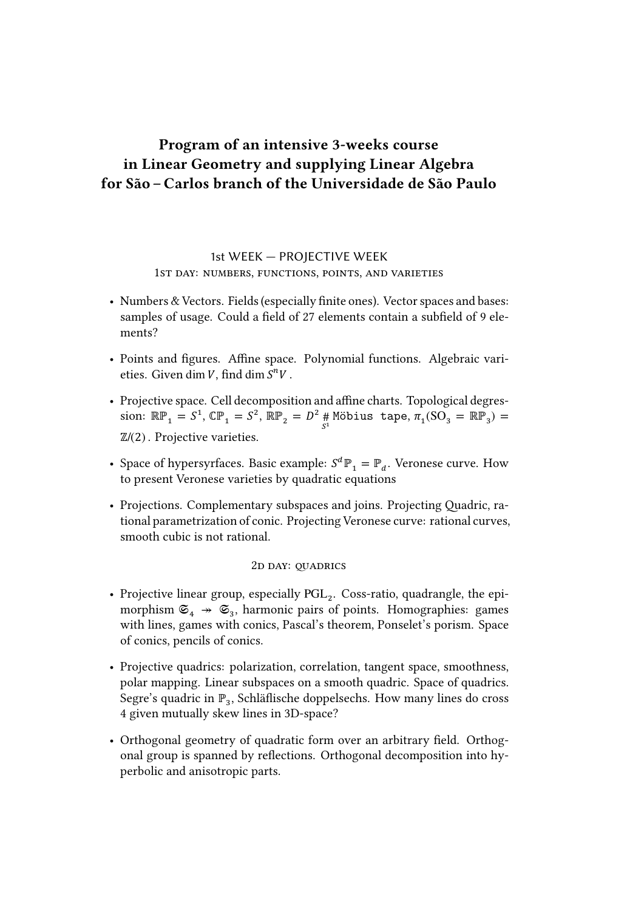# Program of an intensive 3-weeks course in Linear Geometry and supplying Linear Algebra for São – Carlos branch of the Universidade de São Paulo

## 1st WEEK — PROJECTIVE WEEK

### 1st day: numbers, functions, points, and varieties

- Numbers & Vectors. Fields (especially finite ones). Vector spaces and bases: samples of usage. Could a field of 27 elements contain a subfield of 9 elements?
- Points and figures. Affine space. Polynomial functions. Algebraic varieties. Given $\dim V$, find $\dim S^n V$ .
- Projective space. Cell decomposition and affine charts. Topological degression: $\mathbb{RP}_1 = S^1$, $\mathbb{CP}_1 = S^2$, $\mathbb{RP}_2 = D^2 \underset{S^1}{\#}$ `Möbius tape`, $\pi_1(\mathrm{SO}_3 = \mathbb{RP}_3) = \mathbb{Z}/(2)$ . Projective varieties.
- Space of hypersyrfaces. Basic example: $S^d\mathbb{P}_1 = \mathbb{P}_d$. Veronese curve. How to present Veronese varieties by quadratic equations
- Projections. Complementary subspaces and joins. Projecting Quadric, rational parametrization of conic. Projecting Veronese curve: rational curves, smooth cubic is not rational.

### 2d day: quadrics

- Projective linear group, especially $\mathrm{PGL}_2$. Coss-ratio, quadrangle, the epimorphism $\mathfrak{S}_4 \twoheadrightarrow \mathfrak{S}_3$, harmonic pairs of points. Homographies: games with lines, games with conics, Pascal's theorem, Ponselet's porism. Space of conics, pencils of conics.
- Projective quadrics: polarization, correlation, tangent space, smoothness, polar mapping. Linear subspaces on a smooth quadric. Space of quadrics. Segre's quadric in $\mathbb{P}_3$, Schläflische doppelsechs. How many lines do cross 4 given mutually skew lines in 3D-space?
- Orthogonal geometry of quadratic form over an arbitrary field. Orthogonal group is spanned by reflections. Orthogonal decomposition into hyperbolic and anisotropic parts.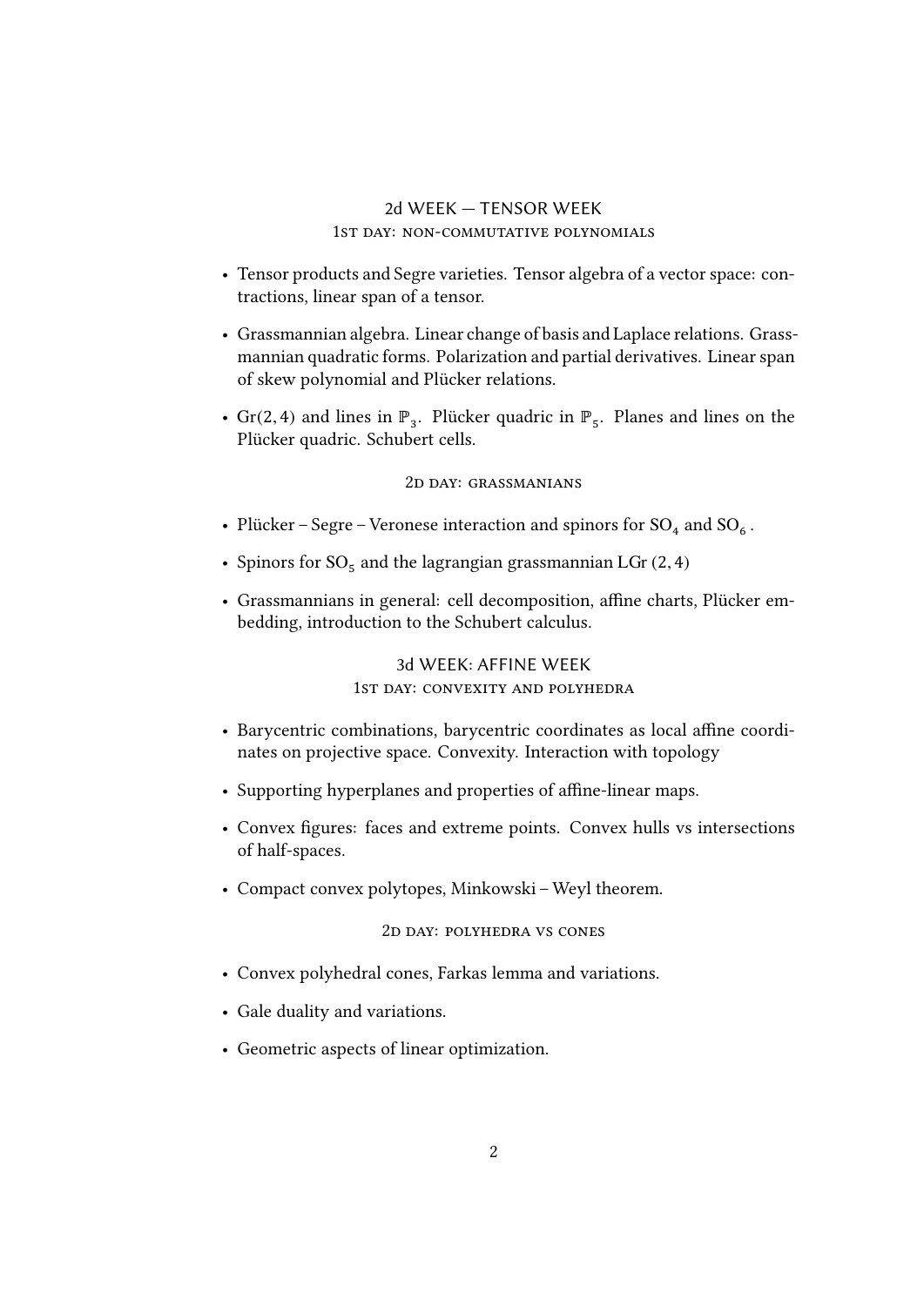## 2d WEEK — TENSOR WEEK

### 1st day: non-commutative polynomials

- Tensor products and Segre varieties. Tensor algebra of a vector space: contractions, linear span of a tensor.
- Grassmannian algebra. Linear change of basis and Laplace relations. Grassmannian quadratic forms. Polarization and partial derivatives. Linear span of skew polynomial and Plücker relations.
- $\mathrm{Gr}(2,4)$ and lines in $\mathbb{P}_3$. Plücker quadric in $\mathbb{P}_5$. Planes and lines on the Plücker quadric. Schubert cells.

### 2d day: grassmanians

- Plücker – Segre – Veronese interaction and spinors for $\mathrm{SO}_4$ and $\mathrm{SO}_6$.
- Spinors for $\mathrm{SO}_5$ and the lagrangian grassmannian $\mathrm{LGr}\,(2,4)$
- Grassmannians in general: cell decomposition, affine charts, Plücker embedding, introduction to the Schubert calculus.

## 3d WEEK: AFFINE WEEK

### 1st day: convexity and polyhedra

- Barycentric combinations, barycentric coordinates as local affine coordinates on projective space. Convexity. Interaction with topology
- Supporting hyperplanes and properties of affine-linear maps.
- Convex figures: faces and extreme points. Convex hulls vs intersections of half-spaces.
- Compact convex polytopes, Minkowski – Weyl theorem.

### 2d day: polyhedra vs cones

- Convex polyhedral cones, Farkas lemma and variations.
- Gale duality and variations.
- Geometric aspects of linear optimization.